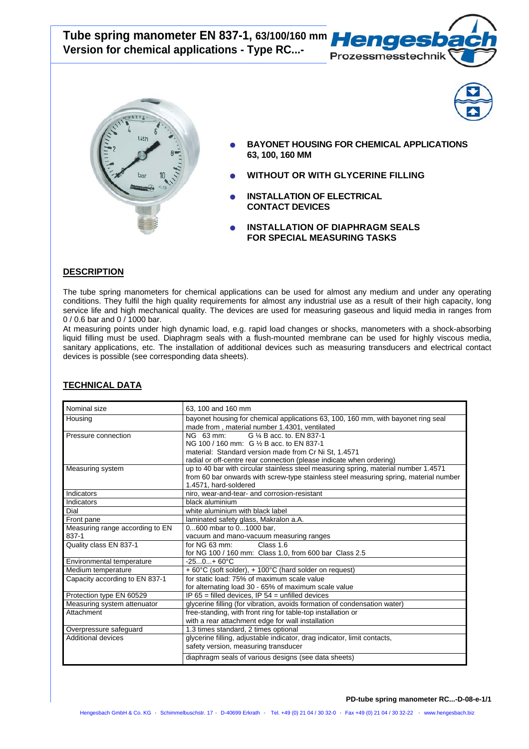# Tube spring manometer EN 837-1, 63/100/160 mm
# Version for chemical applications - Type RC...-

- **BAYONET HOUSING FOR CHEMICAL APPLICATIONS 63, 100, 160 MM**
- **WITHOUT OR WITH GLYCERINE FILLING**
- **INSTALLATION OF ELECTRICAL CONTACT DEVICES**
- **INSTALLATION OF DIAPHRAGM SEALS FOR SPECIAL MEASURING TASKS**

## DESCRIPTION

The tube spring manometers for chemical applications can be used for almost any medium and under any operating conditions. They fulfil the high quality requirements for almost any industrial use as a result of their high capacity, long service life and high mechanical quality. The devices are used for measuring gaseous and liquid media in ranges from 0 / 0.6 bar and 0 / 1000 bar.

At measuring points under high dynamic load, e.g. rapid load changes or shocks, manometers with a shock-absorbing liquid filling must be used. Diaphragm seals with a flush-mounted membrane can be used for highly viscous media, sanitary applications, etc. The installation of additional devices such as measuring transducers and electrical contact devices is possible (see corresponding data sheets).

## TECHNICAL DATA

| | |
|---|---|
| Nominal size | 63, 100 and 160 mm |
| Housing | bayonet housing for chemical applications 63, 100, 160 mm, with bayonet ring seal made from , material number 1.4301, ventilated |
| Pressure connection | NG 63 mm: G ¼ B acc. to. EN 837-1<br>NG 100 / 160 mm: G ½ B acc. to EN 837-1<br>material: Standard version made from Cr Ni St, 1.4571<br>radial or off-centre rear connection (please indicate when ordering) |
| Measuring system | up to 40 bar with circular stainless steel measuring spring, material number 1.4571<br>from 60 bar onwards with screw-type stainless steel measuring spring, material number 1.4571, hard-soldered |
| Indicators | niro, wear-and-tear- and corrosion-resistant |
| Indicators | black aluminium |
| Dial | white aluminium with black label |
| Front pane | laminated safety glass, Makralon a.A. |
| Measuring range according to EN 837-1 | 0...600 mbar to 0...1000 bar,<br>vacuum and mano-vacuum measuring ranges |
| Quality class EN 837-1 | for NG 63 mm: Class 1.6<br>for NG 100 / 160 mm: Class 1.0, from 600 bar Class 2.5 |
| Environmental temperature | -25...0...+ 60°C |
| Medium temperature | + 60°C (soft solder), + 100°C (hard solder on request) |
| Capacity according to EN 837-1 | for static load: 75% of maximum scale value<br>for alternating load 30 - 65% of maximum scale value |
| Protection type EN 60529 | IP 65 = filled devices, IP 54 = unfilled devices |
| Measuring system attenuator | glycerine filling (for vibration, avoids formation of condensation water) |
| Attachment | free-standing, with front ring for table-top installation or<br>with a rear attachment edge for wall installation |
| Overpressure safeguard | 1.3 times standard, 2 times optional |
| Additional devices | glycerine filling, adjustable indicator, drag indicator, limit contacts, safety version, measuring transducer<br>diaphragm seals of various designs (see data sheets) |

**PD-tube spring manometer RC...-D-08-e-1/1**

Hengesbach GmbH & Co. KG · Schimmelbuschstr. 17 · D-40699 Erkrath · Tel. +49 (0) 21 04 / 30 32-0 · Fax +49 (0) 21 04 / 30 32-22 · www.hengesbach.biz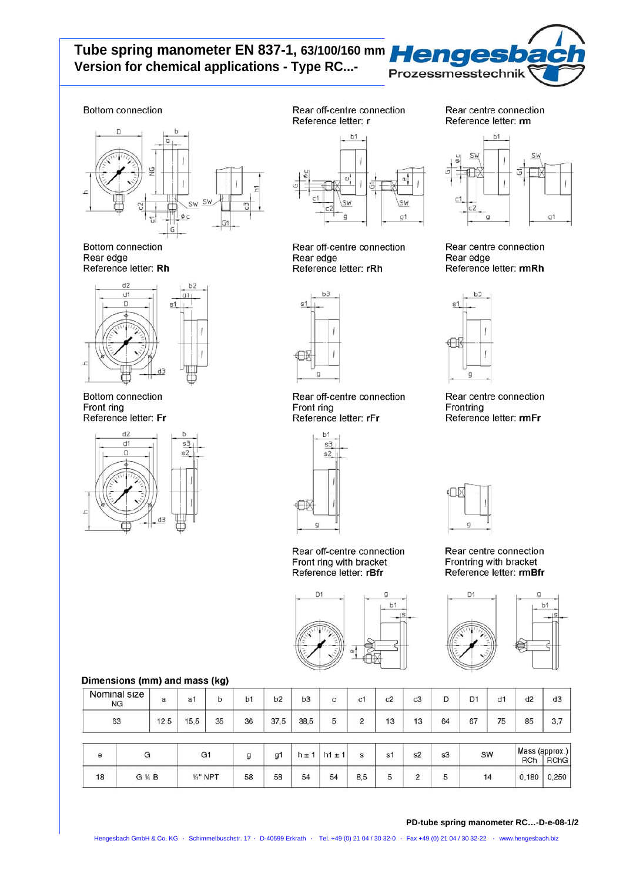# Tube spring manometer EN 837-1, 63/100/160 mm
# Version for chemical applications - Type RC...-

Hengesbach Prozessmesstechnik

Bottom connection

Rear off-centre connection
Reference letter: **r**

Rear centre connection
Reference letter: **rm**

Bottom connection
Rear edge
Reference letter: **Rh**

Rear off-centre connection
Rear edge
Reference letter: **rRh**

Rear centre connection
Rear edge
Reference letter: **rmRh**

Bottom connection
Front ring
Reference letter: **Fr**

Rear off-centre connection
Front ring
Reference letter: **rFr**

Rear centre connection
Frontring
Reference letter: **rmFr**

Rear off-centre connection
Front ring with bracket
Reference letter: **rBfr**

Rear centre connection
Frontring with bracket
Reference letter: **rmBfr**

**Dimensions (mm) and mass (kg)**

| Nominal size NG | a | a1 | b | b1 | b2 | b3 | c | c1 | c2 | c3 | D | D1 | d1 | d2 | d3 |
|---|---|---|---|---|---|---|---|---|---|---|---|---|---|---|---|
| 63 | 12,5 | 15,5 | 35 | 36 | 37,5 | 38,5 | 5 | 2 | 13 | 13 | 64 | 67 | 75 | 85 | 3,7 |

| e | G | G1 | g | g1 | h ± 1 | h1 ± 1 | s | s1 | s2 | s3 | SW | Mass (approx.) RCh | Mass (approx.) RChG |
|---|---|---|---|---|---|---|---|---|---|---|---|---|---|
| 18 | G ¼ B | ¼" NPT | 58 | 58 | 54 | 54 | 8,5 | 5 | 2 | 5 | 14 | 0,180 | 0,250 |

**PD-tube spring manometer RC…-D-e-08-1/2**

Hengesbach GmbH & Co. KG · Schimmelbuschstr. 17 · D-40699 Erkrath · Tel. +49 (0) 21 04 / 30 32-0 · Fax +49 (0) 21 04 / 30 32-22 · www.hengesbach.biz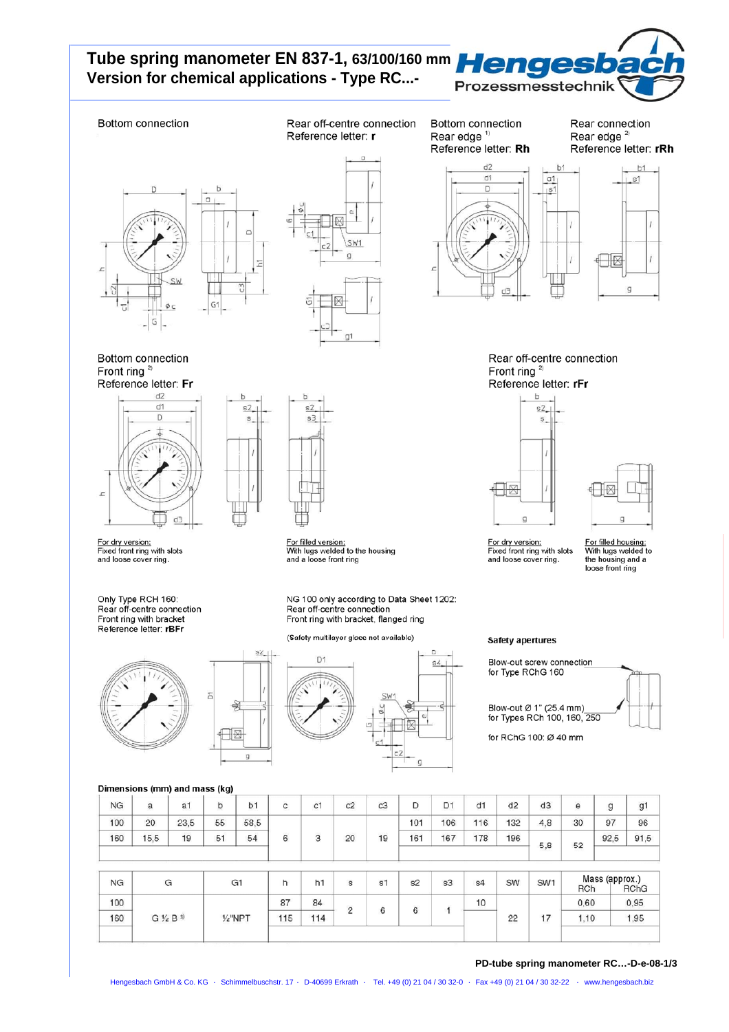# Tube spring manometer EN 837-1, 63/100/160 mm
# Version for chemical applications - Type RC...-

Hengesbach Prozessmesstechnik

Bottom connection

Rear off-centre connection
Reference letter: **r**

Bottom connection
Rear edge [1]
Reference letter: **Rh**

Rear connection
Rear edge [2]
Reference letter: **rRh**

Bottom connection
Front ring [2]
Reference letter: **Fr**

For dry version:
Fixed front ring with slots and loose cover ring.

For filled version:
With lugs welded to the housing and a loose front ring

Rear off-centre connection
Front ring [2]
Reference letter: **rFr**

For dry version:
Fixed front ring with slots and loose cover ring.

For filled housing:
With lugs welded to the housing and a loose front ring

Only Type RCH 160:
Rear off-centre connection
Front ring with bracket
Reference letter: **rBFr**

NG 100 only according to Data Sheet 1202:
Rear off-centre connection
Front ring with bracket, flanged ring

(Safety multilayer glass not available)

**Safety apertures**

Blow-out screw connection for Type RChG 160

Blow-out Ø 1" (25.4 mm) for Types RCh 100, 160, 250

for RChG 100: Ø 40 mm

Dimensions (mm) and mass (kg)

| NG | a | a1 | b | b1 | c | c1 | c2 | c3 | D | D1 | d1 | d2 | d3 | e | g | g1 |
|---|---|---|---|---|---|---|---|---|---|---|---|---|---|---|---|---|
| 100 | 20 | 23,5 | 55 | 58,5 | 6 | 3 | 20 | 19 | 101 | 106 | 116 | 132 | 4,8 | 30 | 97 | 96 |
| 160 | 15,5 | 19 | 51 | 54 | | | | | 161 | 167 | 178 | 196 | 5,8 | 52 | 92,5 | 91,5 |

| NG | G | G1 | h | h1 | s | s1 | s2 | s3 | s4 | SW | SW1 | Mass (approx.) RCh | RChG |
|---|---|---|---|---|---|---|---|---|---|---|---|---|---|
| 100 | G ½ B [3] | ½"NPT | 87 | 84 | 2 | 6 | 6 | 1 | 10 | 22 | 17 | 0,60 | 0,95 |
| 160 | | | 115 | 114 | | | | | | | | 1,10 | 1,95 |

PD-tube spring manometer RC…-D-e-08-1/3

Hengesbach GmbH & Co. KG · Schimmelbuschstr. 17 · D-40699 Erkrath · Tel. +49 (0) 21 04 / 30 32-0 · Fax +49 (0) 21 04 / 30 32-22 · www.hengesbach.biz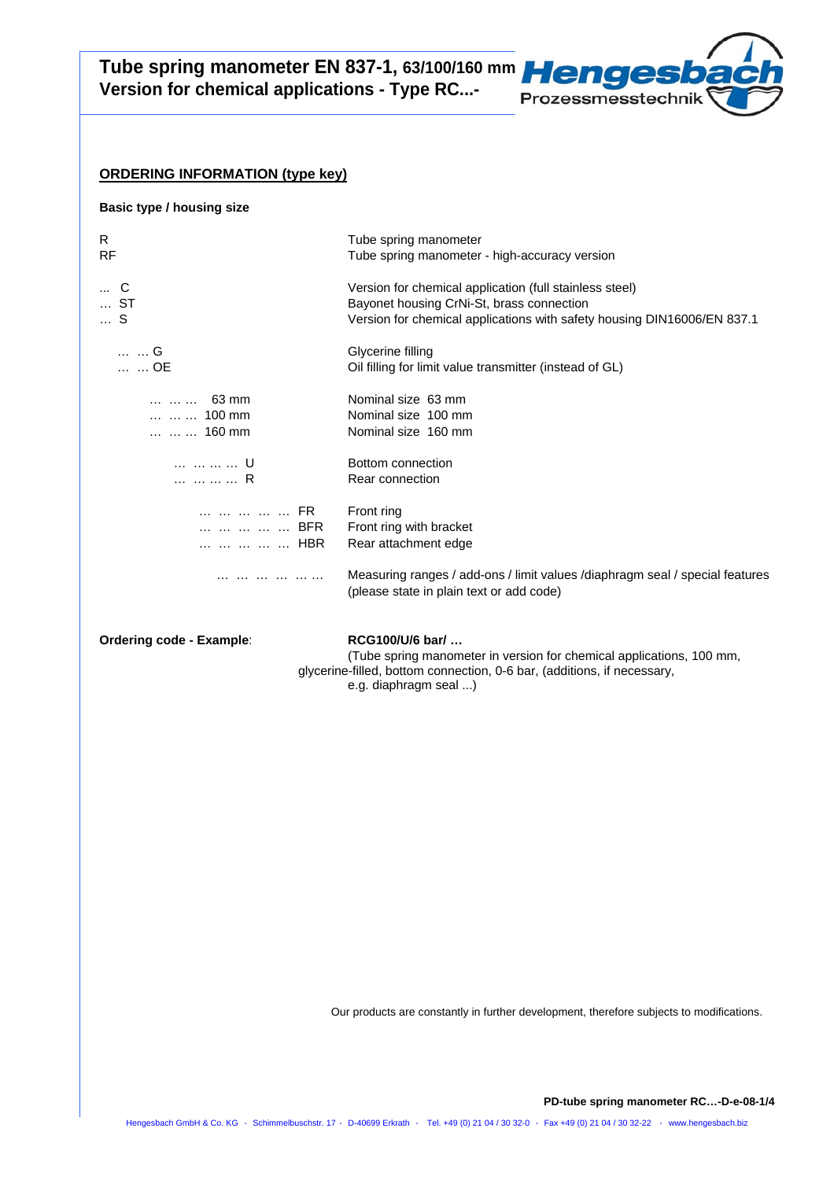# Tube spring manometer EN 837-1, 63/100/160 mm
# Version for chemical applications - Type RC...-

## ORDERING INFORMATION (type key)

**Basic type / housing size**

| | |
|---|---|
| R | Tube spring manometer |
| RF | Tube spring manometer - high-accuracy version |
| ... C | Version for chemical application (full stainless steel) |
| … ST | Bayonet housing CrNi-St, brass connection |
| … S | Version for chemical applications with safety housing DIN16006/EN 837.1 |
| … … G | Glycerine filling |
| … … OE | Oil filling for limit value transmitter (instead of GL) |
| … … … 63 mm | Nominal size 63 mm |
| … … … 100 mm | Nominal size 100 mm |
| … … … 160 mm | Nominal size 160 mm |
| … … … … U | Bottom connection |
| … … … … R | Rear connection |
| … … … … … FR | Front ring |
| … … … … … BFR | Front ring with bracket |
| … … … … … HBR | Rear attachment edge |
| … … … … … … | Measuring ranges / add-ons / limit values /diaphragm seal / special features (please state in plain text or add code) |

**Ordering code - Example**: **RCG100/U/6 bar/ …**
(Tube spring manometer in version for chemical applications, 100 mm, glycerine-filled, bottom connection, 0-6 bar, (additions, if necessary, e.g. diaphragm seal ...)

Our products are constantly in further development, therefore subjects to modifications.

**PD-tube spring manometer RC…-D-e-08-1/4**